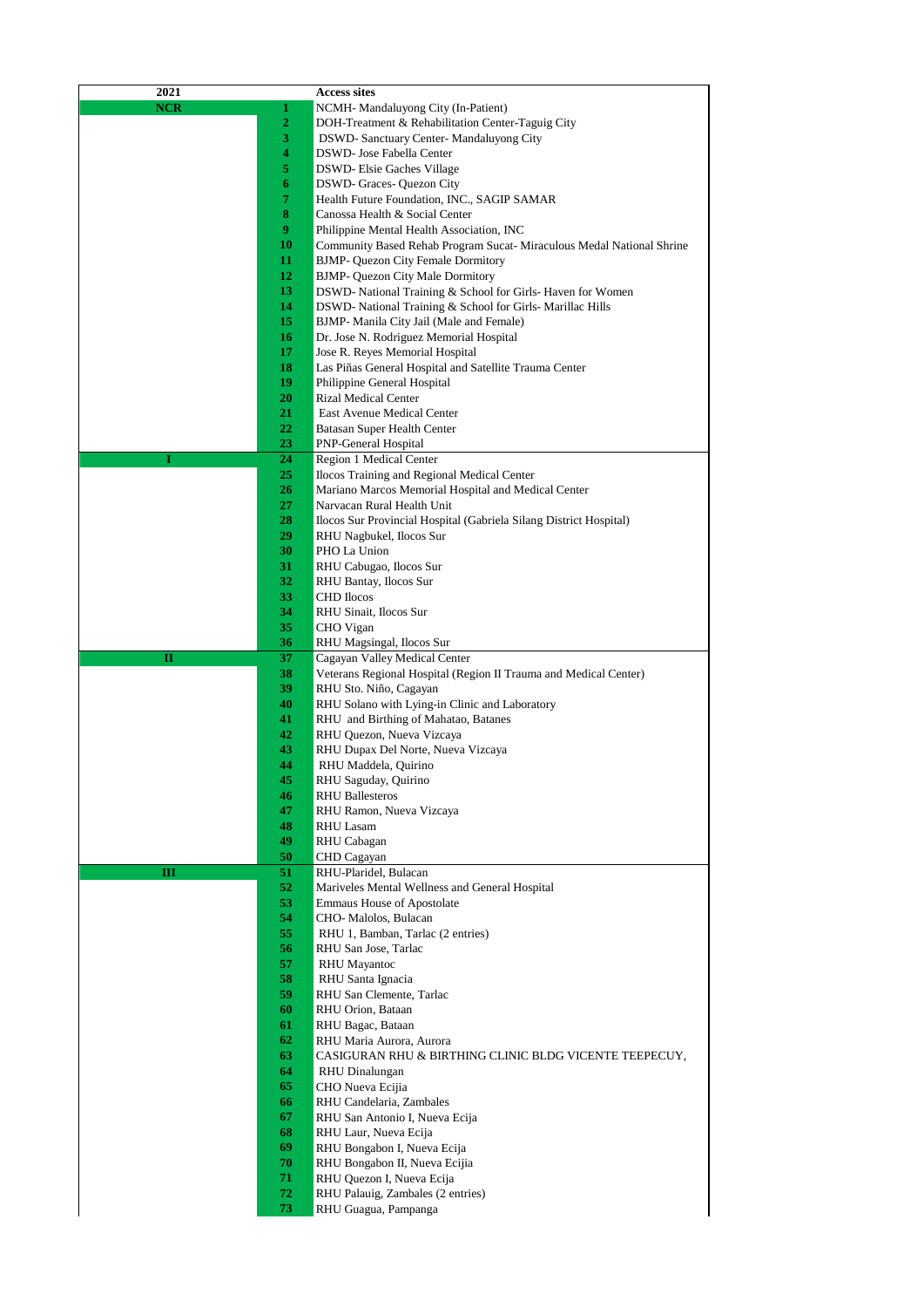| 2021 | | Access sites |
|---|---|---|
| NCR | 1 | NCMH- Mandaluyong City (In-Patient) |
| | 2 | DOH-Treatment & Rehabilitation Center-Taguig City |
| | 3 | DSWD- Sanctuary Center- Mandaluyong City |
| | 4 | DSWD- Jose Fabella Center |
| | 5 | DSWD- Elsie Gaches Village |
| | 6 | DSWD- Graces- Quezon City |
| | 7 | Health Future Foundation, INC., SAGIP SAMAR |
| | 8 | Canossa Health & Social Center |
| | 9 | Philippine Mental Health Association, INC |
| | 10 | Community Based Rehab Program Sucat- Miraculous Medal National Shrine |
| | 11 | BJMP- Quezon City Female Dormitory |
| | 12 | BJMP- Quezon City Male Dormitory |
| | 13 | DSWD- National Training & School for Girls- Haven for Women |
| | 14 | DSWD- National Training & School for Girls- Marillac Hills |
| | 15 | BJMP- Manila City Jail (Male and Female) |
| | 16 | Dr. Jose N. Rodriguez Memorial Hospital |
| | 17 | Jose R. Reyes Memorial Hospital |
| | 18 | Las Piñas General Hospital and Satellite Trauma Center |
| | 19 | Philippine General Hospital |
| | 20 | Rizal Medical Center |
| | 21 | East Avenue Medical Center |
| | 22 | Batasan Super Health Center |
| | 23 | PNP-General Hospital |
| I | 24 | Region 1 Medical Center |
| | 25 | Ilocos Training and Regional Medical Center |
| | 26 | Mariano Marcos Memorial Hospital and Medical Center |
| | 27 | Narvacan Rural Health Unit |
| | 28 | Ilocos Sur Provincial Hospital (Gabriela Silang District Hospital) |
| | 29 | RHU Nagbukel, Ilocos Sur |
| | 30 | PHO La Union |
| | 31 | RHU Cabugao, Ilocos Sur |
| | 32 | RHU Bantay, Ilocos Sur |
| | 33 | CHD Ilocos |
| | 34 | RHU Sinait, Ilocos Sur |
| | 35 | CHO Vigan |
| | 36 | RHU Magsingal, Ilocos Sur |
| II | 37 | Cagayan Valley Medical Center |
| | 38 | Veterans Regional Hospital (Region II Trauma and Medical Center) |
| | 39 | RHU Sto. Niño, Cagayan |
| | 40 | RHU Solano with Lying-in Clinic and Laboratory |
| | 41 | RHU and Birthing of Mahatao, Batanes |
| | 42 | RHU Quezon, Nueva Vizcaya |
| | 43 | RHU Dupax Del Norte, Nueva Vizcaya |
| | 44 | RHU Maddela, Quirino |
| | 45 | RHU Saguday, Quirino |
| | 46 | RHU Ballesteros |
| | 47 | RHU Ramon, Nueva Vizcaya |
| | 48 | RHU Lasam |
| | 49 | RHU Cabagan |
| | 50 | CHD Cagayan |
| III | 51 | RHU-Plaridel, Bulacan |
| | 52 | Mariveles Mental Wellness and General Hospital |
| | 53 | Emmaus House of Apostolate |
| | 54 | CHO- Malolos, Bulacan |
| | 55 | RHU 1, Bamban, Tarlac (2 entries) |
| | 56 | RHU San Jose, Tarlac |
| | 57 | RHU Mayantoc |
| | 58 | RHU Santa Ignacia |
| | 59 | RHU San Clemente, Tarlac |
| | 60 | RHU Orion, Bataan |
| | 61 | RHU Bagac, Bataan |
| | 62 | RHU Maria Aurora, Aurora |
| | 63 | CASIGURAN RHU & BIRTHING CLINIC BLDG VICENTE TEEPECUY, |
| | 64 | RHU Dinalungan |
| | 65 | CHO Nueva Ecijia |
| | 66 | RHU Candelaria, Zambales |
| | 67 | RHU San Antonio I, Nueva Ecija |
| | 68 | RHU Laur, Nueva Ecija |
| | 69 | RHU Bongabon I, Nueva Ecija |
| | 70 | RHU Bongabon II, Nueva Ecijia |
| | 71 | RHU Quezon I, Nueva Ecija |
| | 72 | RHU Palauig, Zambales (2 entries) |
| | 73 | RHU Guagua, Pampanga |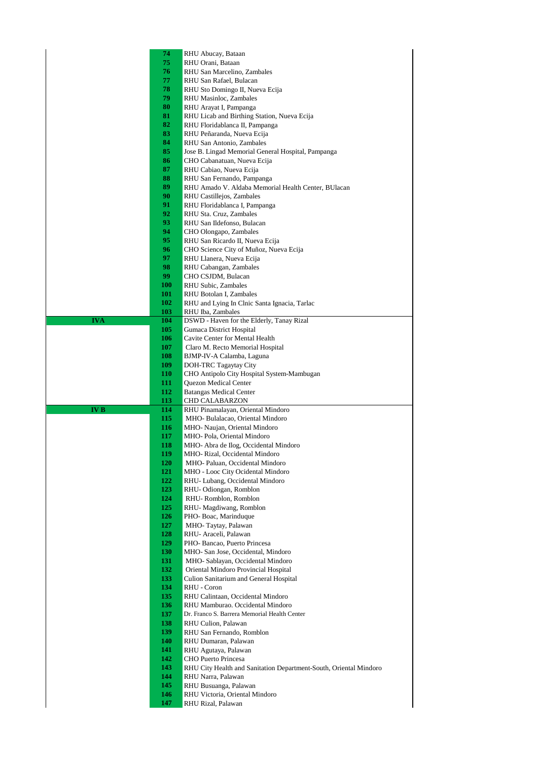| | | |
|---|---|---|
| | 74 | RHU Abucay, Bataan |
| | 75 | RHU Orani, Bataan |
| | 76 | RHU San Marcelino, Zambales |
| | 77 | RHU San Rafael, Bulacan |
| | 78 | RHU Sto Domingo II, Nueva Ecija |
| | 79 | RHU Masinloc, Zambales |
| | 80 | RHU Arayat I, Pampanga |
| | 81 | RHU Licab and Birthing Station, Nueva Ecija |
| | 82 | RHU Floridablanca II, Pampanga |
| | 83 | RHU Peñaranda, Nueva Ecija |
| | 84 | RHU San Antonio, Zambales |
| | 85 | Jose B. Lingad Memorial General Hospital, Pampanga |
| | 86 | CHO Cabanatuan, Nueva Ecija |
| | 87 | RHU Cabiao, Nueva Ecija |
| | 88 | RHU San Fernando, Pampanga |
| | 89 | RHU Amado V. Aldaba Memorial Health Center, BUlacan |
| | 90 | RHU Castillejos, Zambales |
| | 91 | RHU Floridablanca I, Pampanga |
| | 92 | RHU Sta. Cruz, Zambales |
| | 93 | RHU San Ildefonso, Bulacan |
| | 94 | CHO Olongapo, Zambales |
| | 95 | RHU San Ricardo II, Nueva Ecija |
| | 96 | CHO Science City of Muñoz, Nueva Ecija |
| | 97 | RHU Llanera, Nueva Ecija |
| | 98 | RHU Cabangan, Zambales |
| | 99 | CHO CSJDM, Bulacan |
| | 100 | RHU Subic, Zambales |
| | 101 | RHU Botolan I, Zambales |
| | 102 | RHU and Lying In Clnic Santa Ignacia, Tarlac |
| | 103 | RHU Iba, Zambales |
| **IVA** | 104 | DSWD - Haven for the Elderly, Tanay Rizal |
| | 105 | Gumaca District Hospital |
| | 106 | Cavite Center for Mental Health |
| | 107 | Claro M. Recto Memorial Hospital |
| | 108 | BJMP-IV-A Calamba, Laguna |
| | 109 | DOH-TRC Tagaytay City |
| | 110 | CHO Antipolo City Hospital System-Mambugan |
| | 111 | Quezon Medical Center |
| | 112 | Batangas Medical Center |
| | 113 | CHD CALABARZON |
| **IV B** | 114 | RHU Pinamalayan, Oriental Mindoro |
| | 115 | MHO- Bulalacao, Oriental Mindoro |
| | 116 | MHO- Naujan, Oriental Mindoro |
| | 117 | MHO- Pola, Oriental Mindoro |
| | 118 | MHO- Abra de Ilog, Occidental Mindoro |
| | 119 | MHO- Rizal, Occidental Mindoro |
| | 120 | MHO- Paluan, Occidental Mindoro |
| | 121 | MHO - Looc City Ocidental Mindoro |
| | 122 | RHU- Lubang, Occidental Mindoro |
| | 123 | RHU- Odiongan, Romblon |
| | 124 | RHU- Romblon, Romblon |
| | 125 | RHU- Magdiwang, Romblon |
| | 126 | PHO- Boac, Marinduque |
| | 127 | MHO- Taytay, Palawan |
| | 128 | RHU- Araceli, Palawan |
| | 129 | PHO- Bancao, Puerto Princesa |
| | 130 | MHO- San Jose, Occidental, Mindoro |
| | 131 | MHO- Sablayan, Occidental Mindoro |
| | 132 | Oriental Mindoro Provincial Hospital |
| | 133 | Culion Sanitarium and General Hospital |
| | 134 | RHU - Coron |
| | 135 | RHU Calintaan, Occidental Mindoro |
| | 136 | RHU Mamburao. Occidental Mindoro |
| | 137 | Dr. Franco S. Barrera Memorial Health Center |
| | 138 | RHU Culion, Palawan |
| | 139 | RHU San Fernando, Romblon |
| | 140 | RHU Dumaran, Palawan |
| | 141 | RHU Agutaya, Palawan |
| | 142 | CHO Puerto Princesa |
| | 143 | RHU City Health and Sanitation Department-South, Oriental Mindoro |
| | 144 | RHU Narra, Palawan |
| | 145 | RHU Busuanga, Palawan |
| | 146 | RHU Victoria, Oriental Mindoro |
| | 147 | RHU Rizal, Palawan |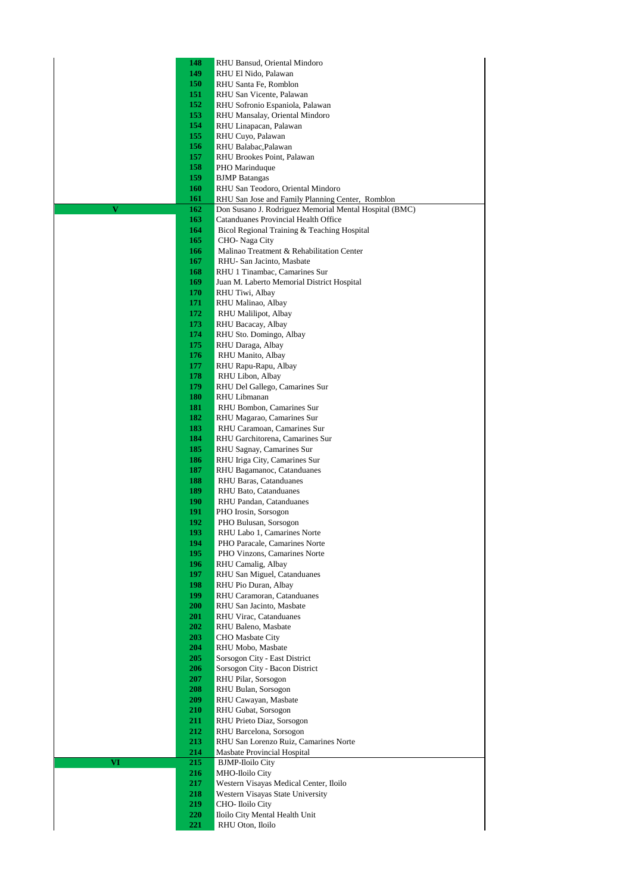| | | |
|---|---|---|
| | 148 | RHU Bansud, Oriental Mindoro |
| | 149 | RHU El Nido, Palawan |
| | 150 | RHU Santa Fe, Romblon |
| | 151 | RHU San Vicente, Palawan |
| | 152 | RHU Sofronio Espaniola, Palawan |
| | 153 | RHU Mansalay, Oriental Mindoro |
| | 154 | RHU Linapacan, Palawan |
| | 155 | RHU Cuyo, Palawan |
| | 156 | RHU Balabac,Palawan |
| | 157 | RHU Brookes Point, Palawan |
| | 158 | PHO Marinduque |
| | 159 | BJMP Batangas |
| | 160 | RHU San Teodoro, Oriental Mindoro |
| | 161 | RHU San Jose and Family Planning Center, Romblon |
| **V** | 162 | Don Susano J. Rodriguez Memorial Mental Hospital (BMC) |
| | 163 | Catanduanes Provincial Health Office |
| | 164 | Bicol Regional Training & Teaching Hospital |
| | 165 | CHO- Naga City |
| | 166 | Malinao Treatment & Rehabilitation Center |
| | 167 | RHU- San Jacinto, Masbate |
| | 168 | RHU 1 Tinambac, Camarines Sur |
| | 169 | Juan M. Laberto Memorial District Hospital |
| | 170 | RHU Tiwi, Albay |
| | 171 | RHU Malinao, Albay |
| | 172 | RHU Malilipot, Albay |
| | 173 | RHU Bacacay, Albay |
| | 174 | RHU Sto. Domingo, Albay |
| | 175 | RHU Daraga, Albay |
| | 176 | RHU Manito, Albay |
| | 177 | RHU Rapu-Rapu, Albay |
| | 178 | RHU Libon, Albay |
| | 179 | RHU Del Gallego, Camarines Sur |
| | 180 | RHU Libmanan |
| | 181 | RHU Bombon, Camarines Sur |
| | 182 | RHU Magarao, Camarines Sur |
| | 183 | RHU Caramoan, Camarines Sur |
| | 184 | RHU Garchitorena, Camarines Sur |
| | 185 | RHU Sagnay, Camarines Sur |
| | 186 | RHU Iriga City, Camarines Sur |
| | 187 | RHU Bagamanoc, Catanduanes |
| | 188 | RHU Baras, Catanduanes |
| | 189 | RHU Bato, Catanduanes |
| | 190 | RHU Pandan, Catanduanes |
| | 191 | PHO Irosin, Sorsogon |
| | 192 | PHO Bulusan, Sorsogon |
| | 193 | RHU Labo 1, Camarines Norte |
| | 194 | PHO Paracale, Camarines Norte |
| | 195 | PHO Vinzons, Camarines Norte |
| | 196 | RHU Camalig, Albay |
| | 197 | RHU San Miguel, Catanduanes |
| | 198 | RHU Pio Duran, Albay |
| | 199 | RHU Caramoran, Catanduanes |
| | 200 | RHU San Jacinto, Masbate |
| | 201 | RHU Virac, Catanduanes |
| | 202 | RHU Baleno, Masbate |
| | 203 | CHO Masbate City |
| | 204 | RHU Mobo, Masbate |
| | 205 | Sorsogon City - East District |
| | 206 | Sorsogon City - Bacon District |
| | 207 | RHU Pilar, Sorsogon |
| | 208 | RHU Bulan, Sorsogon |
| | 209 | RHU Cawayan, Masbate |
| | 210 | RHU Gubat, Sorsogon |
| | 211 | RHU Prieto Diaz, Sorsogon |
| | 212 | RHU Barcelona, Sorsogon |
| | 213 | RHU San Lorenzo Ruiz, Camarines Norte |
| | 214 | Masbate Provincial Hospital |
| **VI** | 215 | BJMP-Iloilo City |
| | 216 | MHO-Iloilo City |
| | 217 | Western Visayas Medical Center, Iloilo |
| | 218 | Western Visayas State University |
| | 219 | CHO- Iloilo City |
| | 220 | Iloilo City Mental Health Unit |
| | 221 | RHU Oton, Iloilo |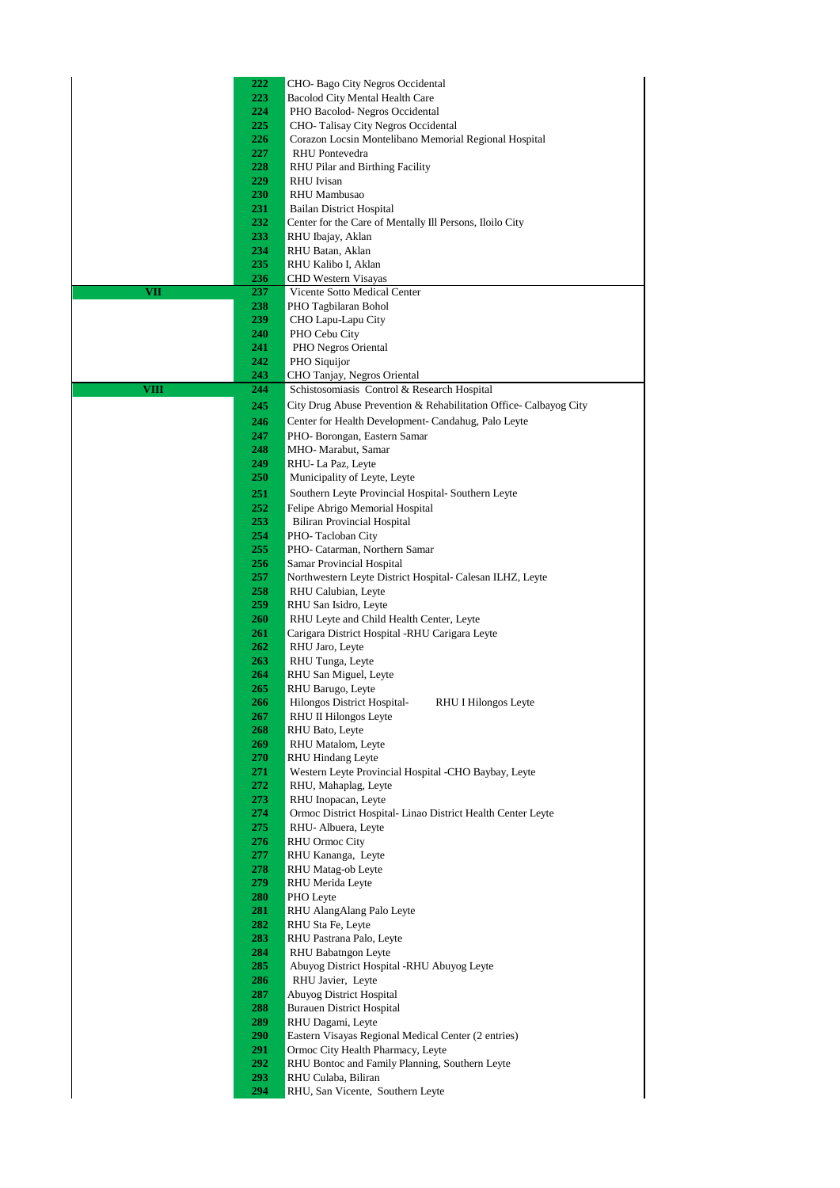| | | |
|---|---|---|
| | 222 | CHO- Bago City Negros Occidental |
| | 223 | Bacolod City Mental Health Care |
| | 224 | PHO Bacolod- Negros Occidental |
| | 225 | CHO- Talisay City Negros Occidental |
| | 226 | Corazon Locsin Montelibano Memorial Regional Hospital |
| | 227 | RHU Pontevedra |
| | 228 | RHU Pilar and Birthing Facility |
| | 229 | RHU Ivisan |
| | 230 | RHU Mambusao |
| | 231 | Bailan District Hospital |
| | 232 | Center for the Care of Mentally Ill Persons, Iloilo City |
| | 233 | RHU Ibajay, Aklan |
| | 234 | RHU Batan, Aklan |
| | 235 | RHU Kalibo I, Aklan |
| | 236 | CHD Western Visayas |
| **VII** | 237 | Vicente Sotto Medical Center |
| | 238 | PHO Tagbilaran Bohol |
| | 239 | CHO Lapu-Lapu City |
| | 240 | PHO Cebu City |
| | 241 | PHO Negros Oriental |
| | 242 | PHO Siquijor |
| | 243 | CHO Tanjay, Negros Oriental |
| **VIII** | 244 | Schistosomiasis Control & Research Hospital |
| | 245 | City Drug Abuse Prevention & Rehabilitation Office- Calbayog City |
| | 246 | Center for Health Development- Candahug, Palo Leyte |
| | 247 | PHO- Borongan, Eastern Samar |
| | 248 | MHO- Marabut, Samar |
| | 249 | RHU- La Paz, Leyte |
| | 250 | Municipality of Leyte, Leyte |
| | 251 | Southern Leyte Provincial Hospital- Southern Leyte |
| | 252 | Felipe Abrigo Memorial Hospital |
| | 253 | Biliran Provincial Hospital |
| | 254 | PHO- Tacloban City |
| | 255 | PHO- Catarman, Northern Samar |
| | 256 | Samar Provincial Hospital |
| | 257 | Northwestern Leyte District Hospital- Calesan ILHZ, Leyte |
| | 258 | RHU Calubian, Leyte |
| | 259 | RHU San Isidro, Leyte |
| | 260 | RHU Leyte and Child Health Center, Leyte |
| | 261 | Carigara District Hospital -RHU Carigara Leyte |
| | 262 | RHU Jaro, Leyte |
| | 263 | RHU Tunga, Leyte |
| | 264 | RHU San Miguel, Leyte |
| | 265 | RHU Barugo, Leyte |
| | 266 | Hilongos District Hospital- RHU I Hilongos Leyte |
| | 267 | RHU II Hilongos Leyte |
| | 268 | RHU Bato, Leyte |
| | 269 | RHU Matalom, Leyte |
| | 270 | RHU Hindang Leyte |
| | 271 | Western Leyte Provincial Hospital -CHO Baybay, Leyte |
| | 272 | RHU, Mahaplag, Leyte |
| | 273 | RHU Inopacan, Leyte |
| | 274 | Ormoc District Hospital- Linao District Health Center Leyte |
| | 275 | RHU- Albuera, Leyte |
| | 276 | RHU Ormoc City |
| | 277 | RHU Kananga, Leyte |
| | 278 | RHU Matag-ob Leyte |
| | 279 | RHU Merida Leyte |
| | 280 | PHO Leyte |
| | 281 | RHU AlangAlang Palo Leyte |
| | 282 | RHU Sta Fe, Leyte |
| | 283 | RHU Pastrana Palo, Leyte |
| | 284 | RHU Babatngon Leyte |
| | 285 | Abuyog District Hospital -RHU Abuyog Leyte |
| | 286 | RHU Javier, Leyte |
| | 287 | Abuyog District Hospital |
| | 288 | Burauen District Hospital |
| | 289 | RHU Dagami, Leyte |
| | 290 | Eastern Visayas Regional Medical Center (2 entries) |
| | 291 | Ormoc City Health Pharmacy, Leyte |
| | 292 | RHU Bontoc and Family Planning, Southern Leyte |
| | 293 | RHU Culaba, Biliran |
| | 294 | RHU, San Vicente, Southern Leyte |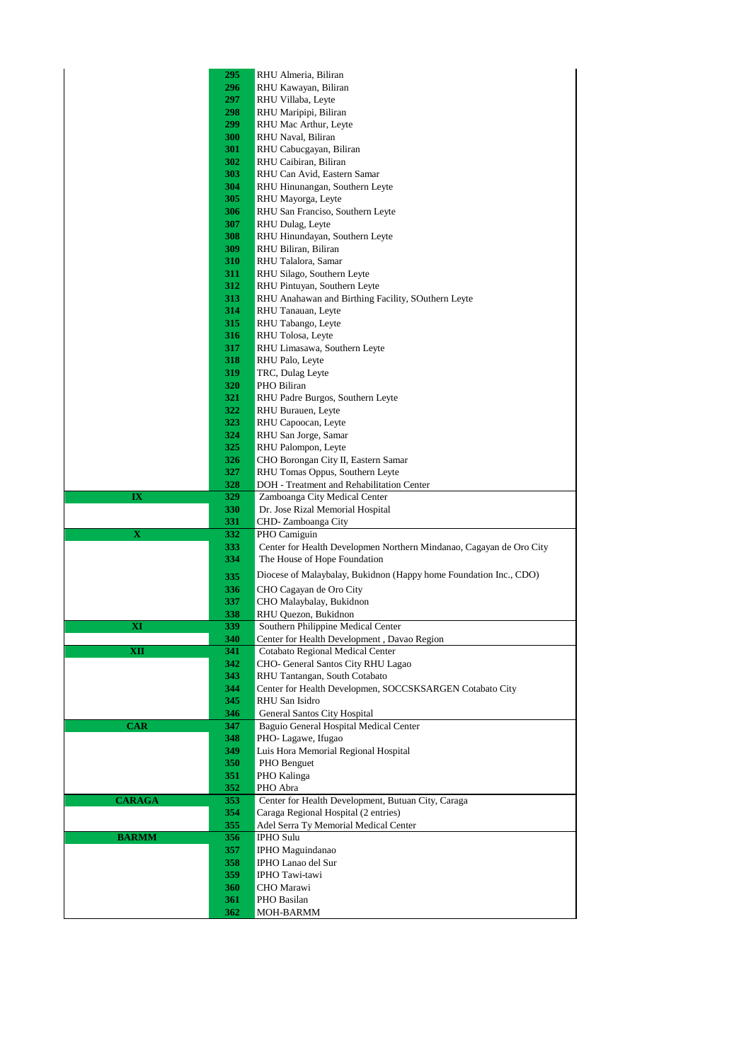| | | |
|---|---|---|
| | 295 | RHU Almeria, Biliran |
| | 296 | RHU Kawayan, Biliran |
| | 297 | RHU Villaba, Leyte |
| | 298 | RHU Maripipi, Biliran |
| | 299 | RHU Mac Arthur, Leyte |
| | 300 | RHU Naval, Biliran |
| | 301 | RHU Cabucgayan, Biliran |
| | 302 | RHU Caibiran, Biliran |
| | 303 | RHU Can Avid, Eastern Samar |
| | 304 | RHU Hinunangan, Southern Leyte |
| | 305 | RHU Mayorga, Leyte |
| | 306 | RHU San Franciso, Southern Leyte |
| | 307 | RHU Dulag, Leyte |
| | 308 | RHU Hinundayan, Southern Leyte |
| | 309 | RHU Biliran, Biliran |
| | 310 | RHU Talalora, Samar |
| | 311 | RHU Silago, Southern Leyte |
| | 312 | RHU Pintuyan, Southern Leyte |
| | 313 | RHU Anahawan and Birthing Facility, SOuthern Leyte |
| | 314 | RHU Tanauan, Leyte |
| | 315 | RHU Tabango, Leyte |
| | 316 | RHU Tolosa, Leyte |
| | 317 | RHU Limasawa, Southern Leyte |
| | 318 | RHU Palo, Leyte |
| | 319 | TRC, Dulag Leyte |
| | 320 | PHO Biliran |
| | 321 | RHU Padre Burgos, Southern Leyte |
| | 322 | RHU Burauen, Leyte |
| | 323 | RHU Capoocan, Leyte |
| | 324 | RHU San Jorge, Samar |
| | 325 | RHU Palompon, Leyte |
| | 326 | CHO Borongan City II, Eastern Samar |
| | 327 | RHU Tomas Oppus, Southern Leyte |
| | 328 | DOH - Treatment and Rehabilitation Center |
| **IX** | 329 | Zamboanga City Medical Center |
| | 330 | Dr. Jose Rizal Memorial Hospital |
| | 331 | CHD- Zamboanga City |
| **X** | 332 | PHO Camiguin |
| | 333 | Center for Health Developmen Northern Mindanao, Cagayan de Oro City |
| | 334 | The House of Hope Foundation |
| | 335 | Diocese of Malaybalay, Bukidnon (Happy home Foundation Inc., CDO) |
| | 336 | CHO Cagayan de Oro City |
| | 337 | CHO Malaybalay, Bukidnon |
| | 338 | RHU Quezon, Bukidnon |
| **XI** | 339 | Southern Philippine Medical Center |
| | 340 | Center for Health Development , Davao Region |
| **XII** | 341 | Cotabato Regional Medical Center |
| | 342 | CHO- General Santos City RHU Lagao |
| | 343 | RHU Tantangan, South Cotabato |
| | 344 | Center for Health Developmen, SOCCSKSARGEN Cotabato City |
| | 345 | RHU San Isidro |
| | 346 | General Santos City Hospital |
| **CAR** | 347 | Baguio General Hospital Medical Center |
| | 348 | PHO- Lagawe, Ifugao |
| | 349 | Luis Hora Memorial Regional Hospital |
| | 350 | PHO Benguet |
| | 351 | PHO Kalinga |
| | 352 | PHO Abra |
| **CARAGA** | 353 | Center for Health Development, Butuan City, Caraga |
| | 354 | Caraga Regional Hospital (2 entries) |
| | 355 | Adel Serra Ty Memorial Medical Center |
| **BARMM** | 356 | IPHO Sulu |
| | 357 | IPHO Maguindanao |
| | 358 | IPHO Lanao del Sur |
| | 359 | IPHO Tawi-tawi |
| | 360 | CHO Marawi |
| | 361 | PHO Basilan |
| | 362 | MOH-BARMM |